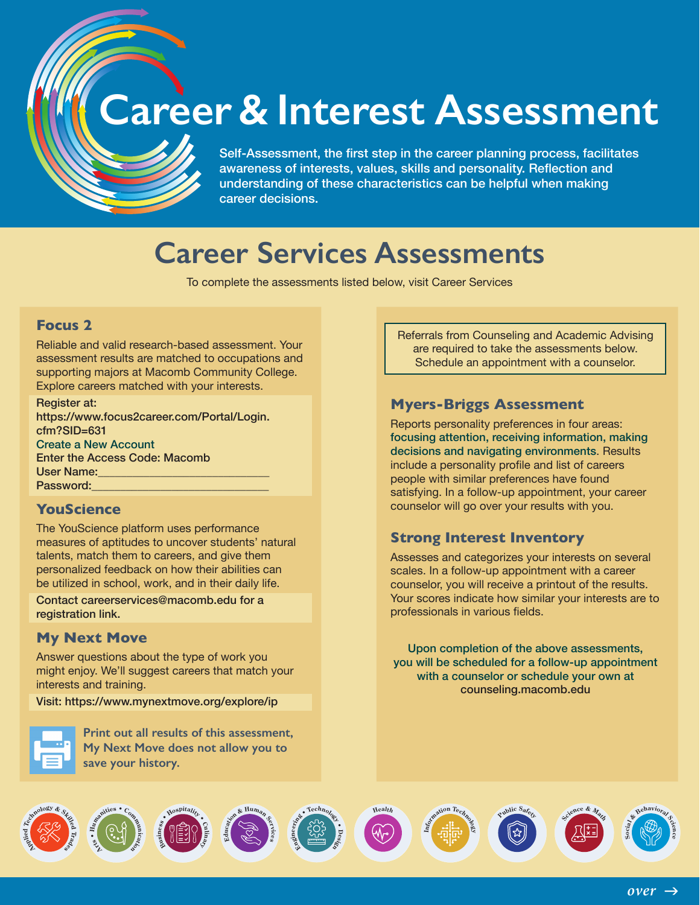# Career & Interest Assessment

Self-Assessment, the first step in the career planning process, facilitates awareness of interests, values, skills and personality. Reflection and understanding of these characteristics can be helpful when making career decisions.

## Career Services Assessments

To complete the assessments listed below, visit Career Services

### Focus 2

Reliable and valid research-based assessment. Your assessment results are matched to occupations and supporting majors at Macomb Community College. Explore careers matched with your interests.

Register at:
https://www.focus2career.com/Portal/Login.cfm?SID=631
Create a New Account
Enter the Access Code: Macomb
User Name:____________________________
Password:____________________________

### YouScience

The YouScience platform uses performance measures of aptitudes to uncover students' natural talents, match them to careers, and give them personalized feedback on how their abilities can be utilized in school, work, and in their daily life.

Contact careerservices@macomb.edu for a registration link.

### My Next Move

Answer questions about the type of work you might enjoy. We'll suggest careers that match your interests and training.

Visit: https://www.mynextmove.org/explore/ip

Print out all results of this assessment, My Next Move does not allow you to save your history.

Referrals from Counseling and Academic Advising are required to take the assessments below. Schedule an appointment with a counselor.

### Myers-Briggs Assessment

Reports personality preferences in four areas: focusing attention, receiving information, making decisions and navigating environments. Results include a personality profile and list of careers people with similar preferences have found satisfying. In a follow-up appointment, your career counselor will go over your results with you.

### Strong Interest Inventory

Assesses and categorizes your interests on several scales. In a follow-up appointment with a career counselor, you will receive a printout of the results. Your scores indicate how similar your interests are to professionals in various fields.

Upon completion of the above assessments, you will be scheduled for a follow-up appointment with a counselor or schedule your own at counseling.macomb.edu

Applied Technology & Skilled Trades • Arts • Humanities • Communication • Business • Hospitality • Culinary • Education & Human Services • Engineering • Technology • Design • Health • Information Technology • Public Safety • Science & Math • Social & Behavioral Science

over →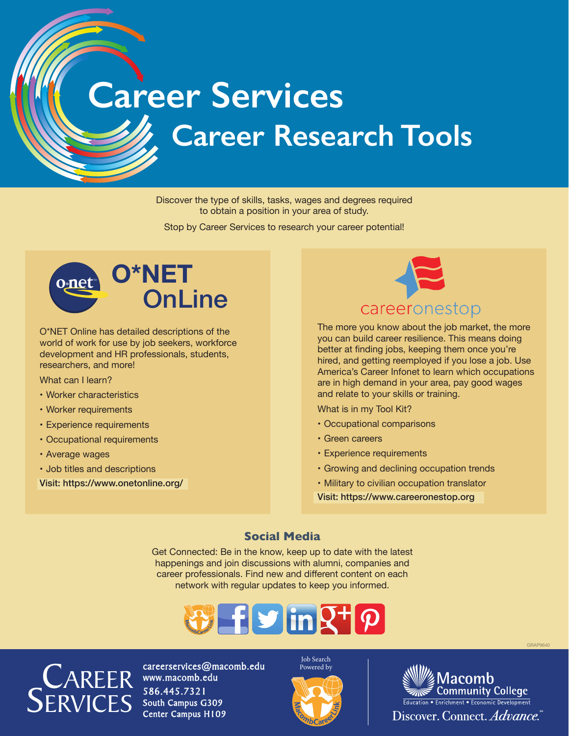# Career Services

## Career Research Tools

Discover the type of skills, tasks, wages and degrees required to obtain a position in your area of study.

Stop by Career Services to research your career potential!

### O*NET OnLine

O*NET Online has detailed descriptions of the world of work for use by job seekers, workforce development and HR professionals, students, researchers, and more!

What can I learn?

- Worker characteristics
- Worker requirements
- Experience requirements
- Occupational requirements
- Average wages
- Job titles and descriptions

**Visit: https://www.onetonline.org/**

### careeronestop

The more you know about the job market, the more you can build career resilience. This means doing better at finding jobs, keeping them once you're hired, and getting reemployed if you lose a job. Use America's Career Infonet to learn which occupations are in high demand in your area, pay good wages and relate to your skills or training.

What is in my Tool Kit?

- Occupational comparisons
- Green careers
- Experience requirements
- Growing and declining occupation trends
- Military to civilian occupation translator

**Visit: https://www.careeronestop.org**

### Social Media

Get Connected: Be in the know, keep up to date with the latest happenings and join discussions with alumni, companies and career professionals. Find new and different content on each network with regular updates to keep you informed.

GRAP9640

Career Services

careerservices@macomb.edu
www.macomb.edu
586.445.7321
South Campus G309
Center Campus H109

Job Search Powered by MacombCareerLink

Macomb Community College
Education • Enrichment • Economic Development
Discover. Connect. *Advance.*